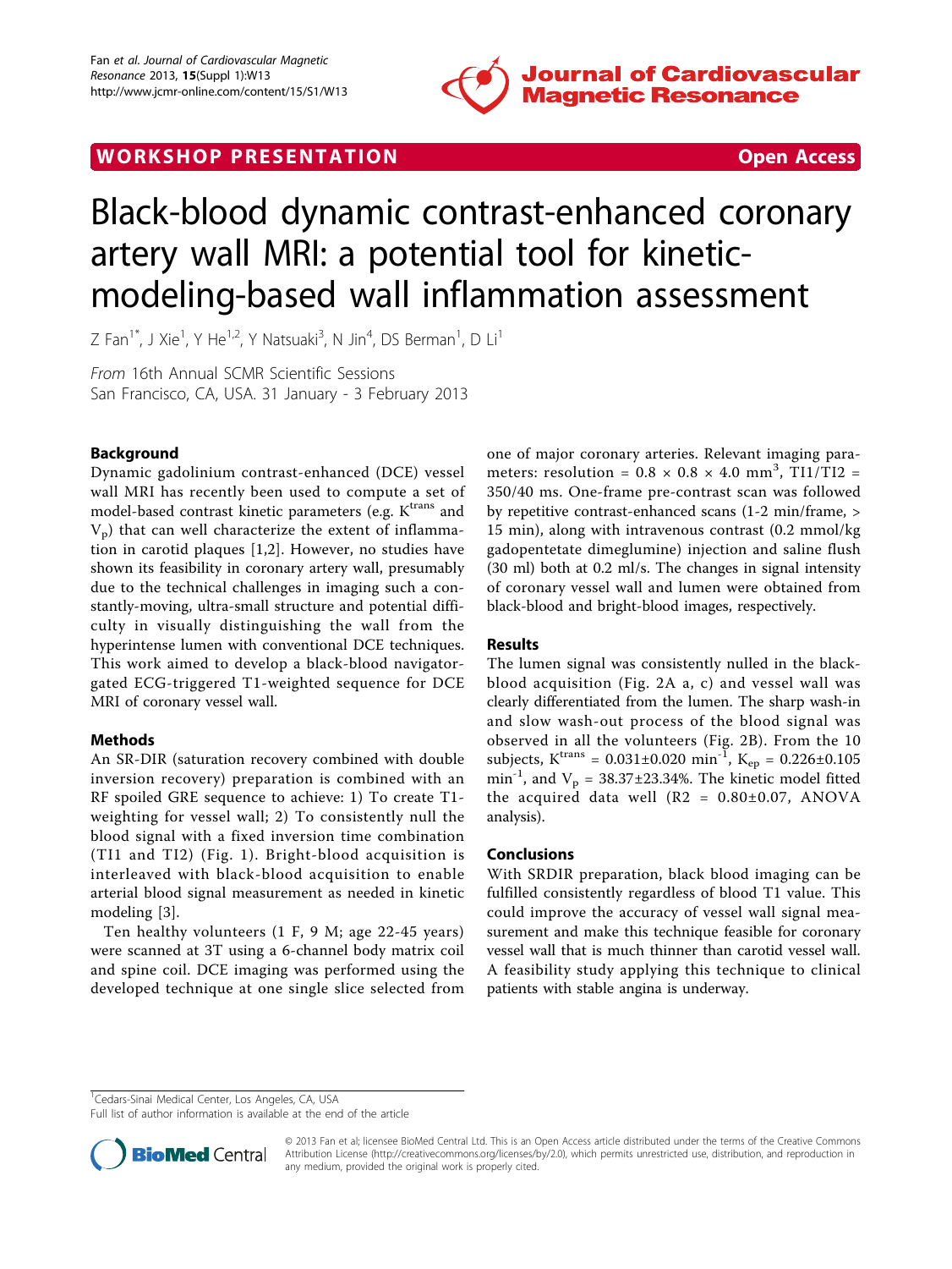**WORKSHOP PRESENTATION** **Open Access**

# Black-blood dynamic contrast-enhanced coronary artery wall MRI: a potential tool for kinetic-modeling-based wall inflammation assessment

Z Fan[1*], J Xie[1], Y He[1,2], Y Natsuaki[3], N Jin[4], DS Berman[1], D Li[1]

*From* 16th Annual SCMR Scientific Sessions
San Francisco, CA, USA. 31 January - 3 February 2013

## Background

Dynamic gadolinium contrast-enhanced (DCE) vessel wall MRI has recently been used to compute a set of model-based contrast kinetic parameters (e.g. $K^{trans}$ and $V_p$) that can well characterize the extent of inflammation in carotid plaques [1,2]. However, no studies have shown its feasibility in coronary artery wall, presumably due to the technical challenges in imaging such a constantly-moving, ultra-small structure and potential difficulty in visually distinguishing the wall from the hyperintense lumen with conventional DCE techniques. This work aimed to develop a black-blood navigator-gated ECG-triggered T1-weighted sequence for DCE MRI of coronary vessel wall.

## Methods

An SR-DIR (saturation recovery combined with double inversion recovery) preparation is combined with an RF spoiled GRE sequence to achieve: 1) To create T1-weighting for vessel wall; 2) To consistently null the blood signal with a fixed inversion time combination (TI1 and TI2) (Fig. 1). Bright-blood acquisition is interleaved with black-blood acquisition to enable arterial blood signal measurement as needed in kinetic modeling [3].

Ten healthy volunteers (1 F, 9 M; age 22-45 years) were scanned at 3T using a 6-channel body matrix coil and spine coil. DCE imaging was performed using the developed technique at one single slice selected from one of major coronary arteries. Relevant imaging parameters: resolution = $0.8 \times 0.8 \times 4.0$ mm$^3$, TI1/TI2 = 350/40 ms. One-frame pre-contrast scan was followed by repetitive contrast-enhanced scans (1-2 min/frame, > 15 min), along with intravenous contrast (0.2 mmol/kg gadopentetate dimeglumine) injection and saline flush (30 ml) both at 0.2 ml/s. The changes in signal intensity of coronary vessel wall and lumen were obtained from black-blood and bright-blood images, respectively.

## Results

The lumen signal was consistently nulled in the black-blood acquisition (Fig. 2A a, c) and vessel wall was clearly differentiated from the lumen. The sharp wash-in and slow wash-out process of the blood signal was observed in all the volunteers (Fig. 2B). From the 10 subjects, $K^{trans}$ = 0.031±0.020 min$^{-1}$, $K_{ep}$ = 0.226±0.105 min$^{-1}$, and $V_p$ = 38.37±23.34%. The kinetic model fitted the acquired data well (R2 = 0.80±0.07, ANOVA analysis).

## Conclusions

With SRDIR preparation, black blood imaging can be fulfilled consistently regardless of blood T1 value. This could improve the accuracy of vessel wall signal measurement and make this technique feasible for coronary vessel wall that is much thinner than carotid vessel wall. A feasibility study applying this technique to clinical patients with stable angina is underway.

[1]Cedars-Sinai Medical Center, Los Angeles, CA, USA
Full list of author information is available at the end of the article

© 2013 Fan et al; licensee BioMed Central Ltd. This is an Open Access article distributed under the terms of the Creative Commons Attribution License (http://creativecommons.org/licenses/by/2.0), which permits unrestricted use, distribution, and reproduction in any medium, provided the original work is properly cited.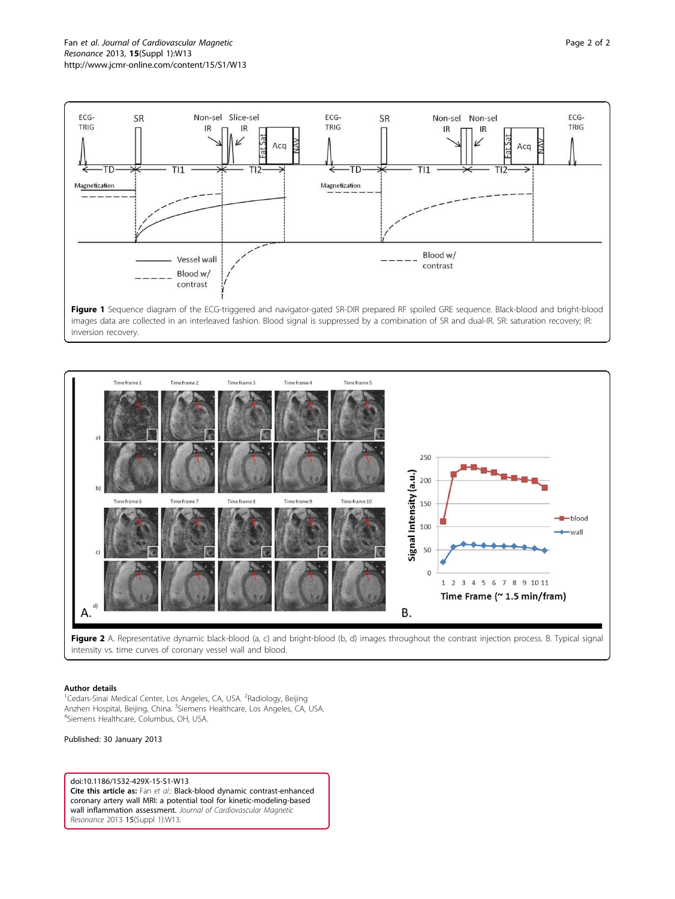ECG-TRIG

SR

Non-sel IR

Slice-sel IR

Fat Sat

Acq

NAV

TD

TI1

TI2

Magnetization

Vessel wall

Blood w/ contrast

ECG-TRIG

SR

Non-sel IR

Non-sel IR

Fat Sat

Acq

NAV

ECG-TRIG

TD

TI1

TI2

Magnetization

Blood w/ contrast

**Figure 1** Sequence diagram of the ECG-triggered and navigator-gated SR-DIR prepared RF spoiled GRE sequence. Black-blood and bright-blood images data are collected in an interleaved fashion. Blood signal is suppressed by a combination of SR and dual-IR. SR: saturation recovery; IR: inversion recovery.

Time frame 1 Time frame 2 Time frame 3 Time frame 4 Time frame 5

a)

b)

Time frame 6 Time frame 7 Time frame 8 Time frame 9 Time frame 10

c)

d)

A.

Signal Intensity (a.u.)

250

200

150

100

50

0

1 2 3 4 5 6 7 8 9 10 11

Time Frame (~ 1.5 min/fram)

blood

wall

B.

**Figure 2** A. Representative dynamic black-blood (a, c) and bright-blood (b, d) images throughout the contrast injection process. B. Typical signal intensity vs. time curves of coronary vessel wall and blood.

**Author details**

[1]Cedars-Sinai Medical Center, Los Angeles, CA, USA. [2]Radiology, Beijing Anzhen Hospital, Beijing, China. [3]Siemens Healthcare, Los Angeles, CA, USA. [4]Siemens Healthcare, Columbus, OH, USA.

Published: 30 January 2013

doi:10.1186/1532-429X-15-S1-W13

**Cite this article as:** Fan *et al.*: Black-blood dynamic contrast-enhanced coronary artery wall MRI: a potential tool for kinetic-modeling-based wall inflammation assessment. *Journal of Cardiovascular Magnetic Resonance* 2013 **15**(Suppl 1):W13.